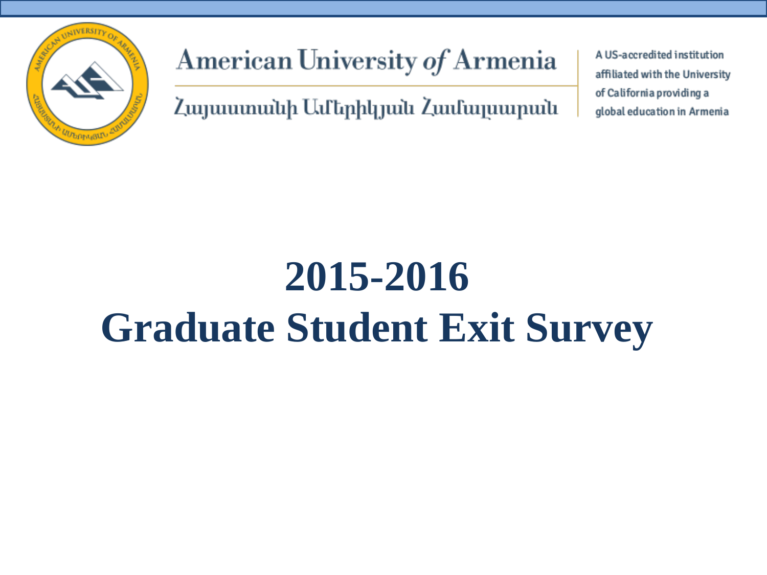American University *of* Armenia

Հայաստանի Ամերիկյան Համալսարան

A US-accredited institution affiliated with the University of California providing a global education in Armenia

# 2015-2016
# Graduate Student Exit Survey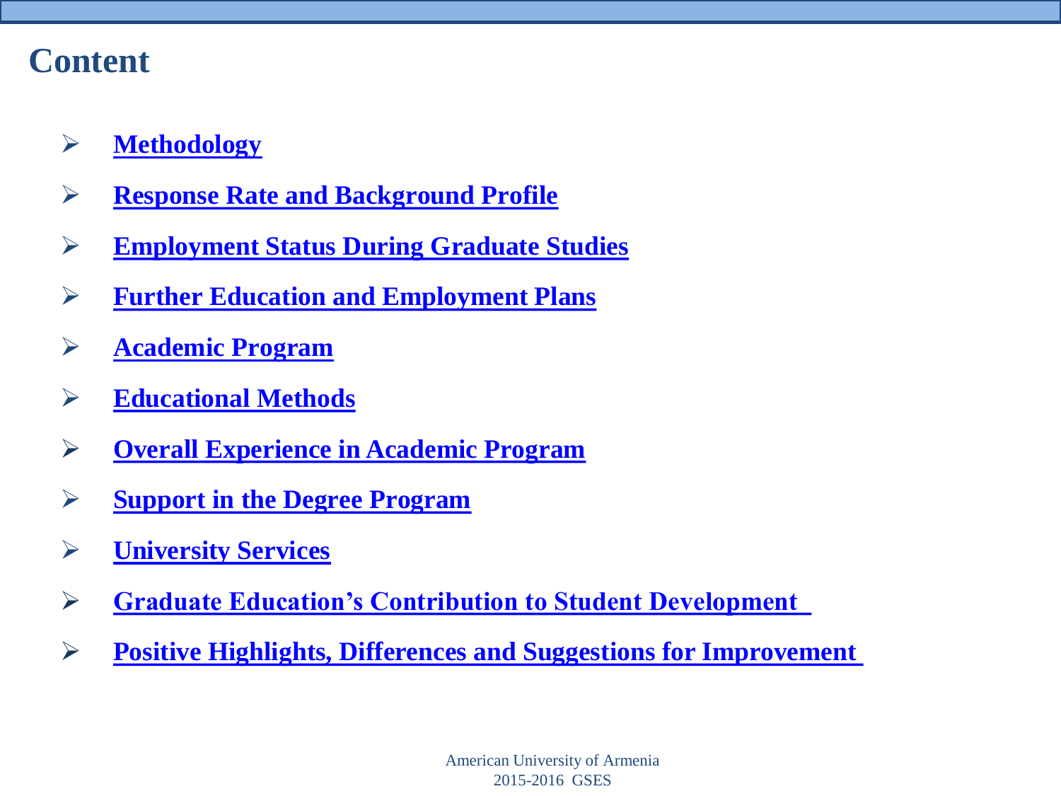# Content

- **Methodology**
- **Response Rate and Background Profile**
- **Employment Status During Graduate Studies**
- **Further Education and Employment Plans**
- **Academic Program**
- **Educational Methods**
- **Overall Experience in Academic Program**
- **Support in the Degree Program**
- **University Services**
- **Graduate Education's Contribution to Student Development**
- **Positive Highlights, Differences and Suggestions for Improvement**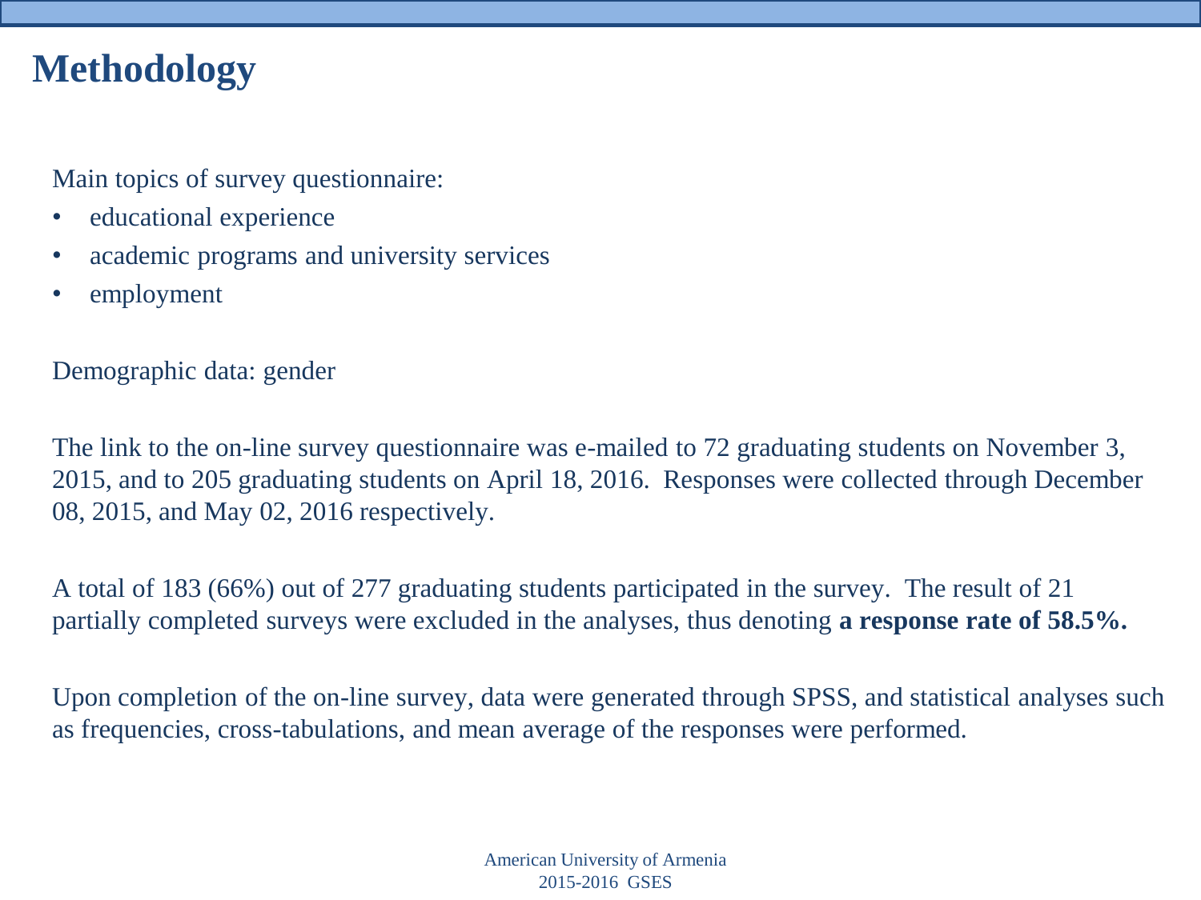# Methodology

Main topics of survey questionnaire:

- educational experience
- academic programs and university services
- employment

Demographic data: gender

The link to the on-line survey questionnaire was e-mailed to 72 graduating students on November 3, 2015, and to 205 graduating students on April 18, 2016. Responses were collected through December 08, 2015, and May 02, 2016 respectively.

A total of 183 (66%) out of 277 graduating students participated in the survey. The result of 21 partially completed surveys were excluded in the analyses, thus denoting **a response rate of 58.5%.**

Upon completion of the on-line survey, data were generated through SPSS, and statistical analyses such as frequencies, cross-tabulations, and mean average of the responses were performed.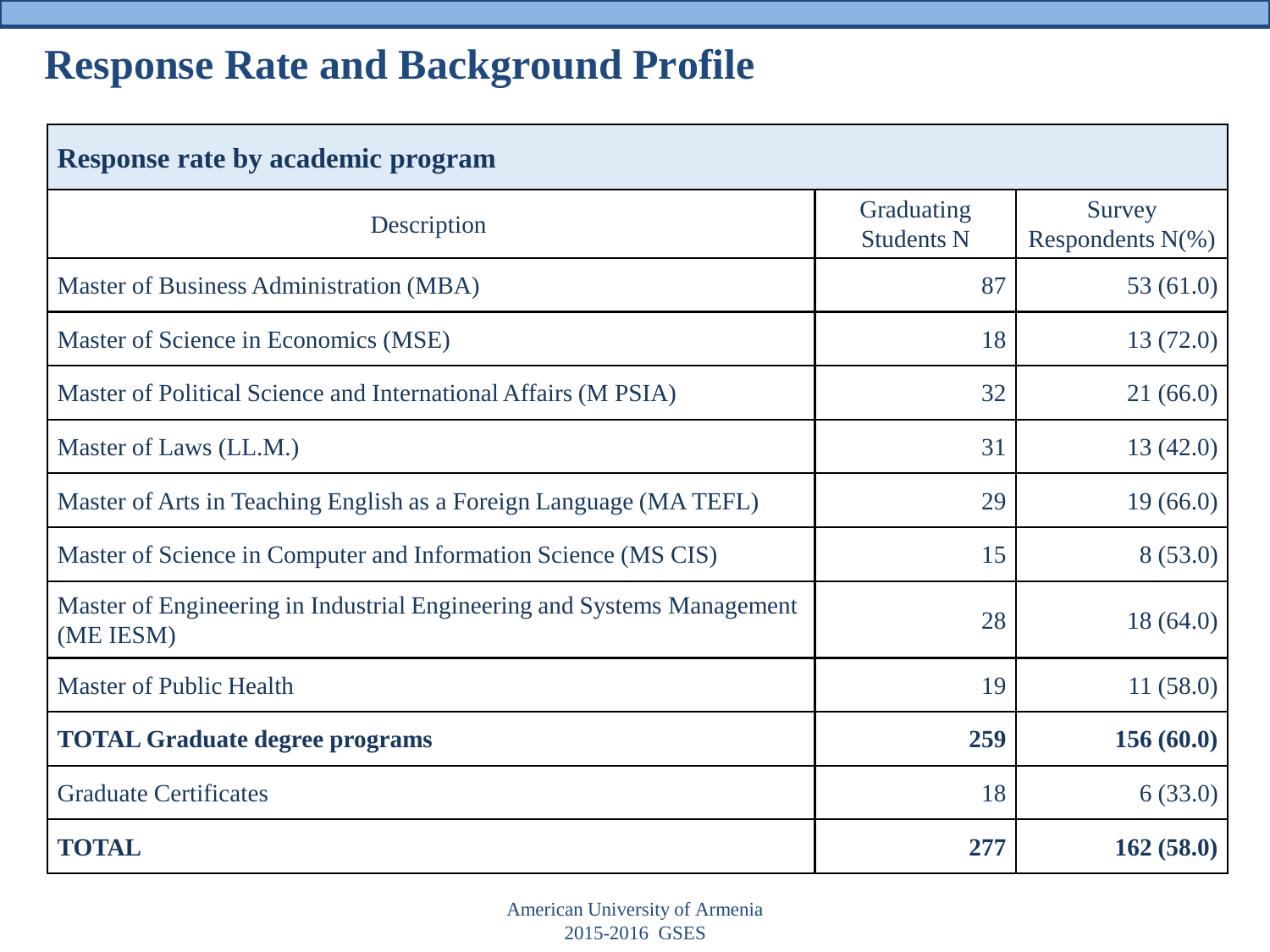# Response Rate and Background Profile

| Response rate by academic program | | |
|---|---|---|
| Description | Graduating Students N | Survey Respondents N(%) |
| Master of Business Administration (MBA) | 87 | 53 (61.0) |
| Master of Science in Economics (MSE) | 18 | 13 (72.0) |
| Master of Political Science and International Affairs (M PSIA) | 32 | 21 (66.0) |
| Master of Laws (LL.M.) | 31 | 13 (42.0) |
| Master of Arts in Teaching English as a Foreign Language (MA TEFL) | 29 | 19 (66.0) |
| Master of Science in Computer and Information Science (MS CIS) | 15 | 8 (53.0) |
| Master of Engineering in Industrial Engineering and Systems Management (ME IESM) | 28 | 18 (64.0) |
| Master of Public Health | 19 | 11 (58.0) |
| **TOTAL Graduate degree programs** | **259** | **156 (60.0)** |
| Graduate Certificates | 18 | 6 (33.0) |
| **TOTAL** | **277** | **162 (58.0)** |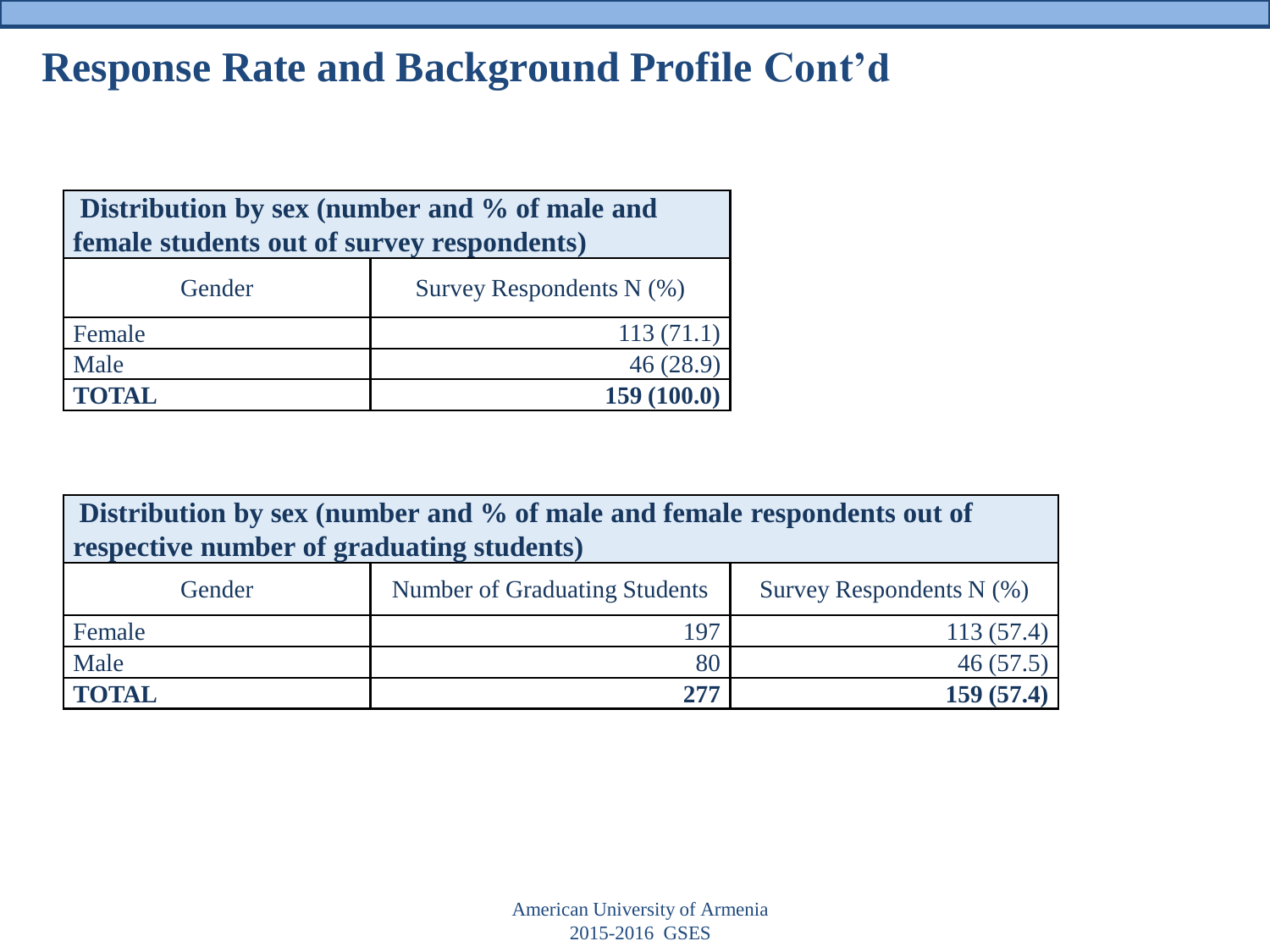# Response Rate and Background Profile Cont'd

| **Distribution by sex (number and % of male and female students out of survey respondents)** | |
|---|---|
| Gender | Survey Respondents N (%) |
| Female | 113 (71.1) |
| Male | 46 (28.9) |
| **TOTAL** | **159 (100.0)** |

| **Distribution by sex (number and % of male and female respondents out of respective number of graduating students)** | | |
|---|---|---|
| Gender | Number of Graduating Students | Survey Respondents N (%) |
| Female | 197 | 113 (57.4) |
| Male | 80 | 46 (57.5) |
| **TOTAL** | **277** | **159 (57.4)** |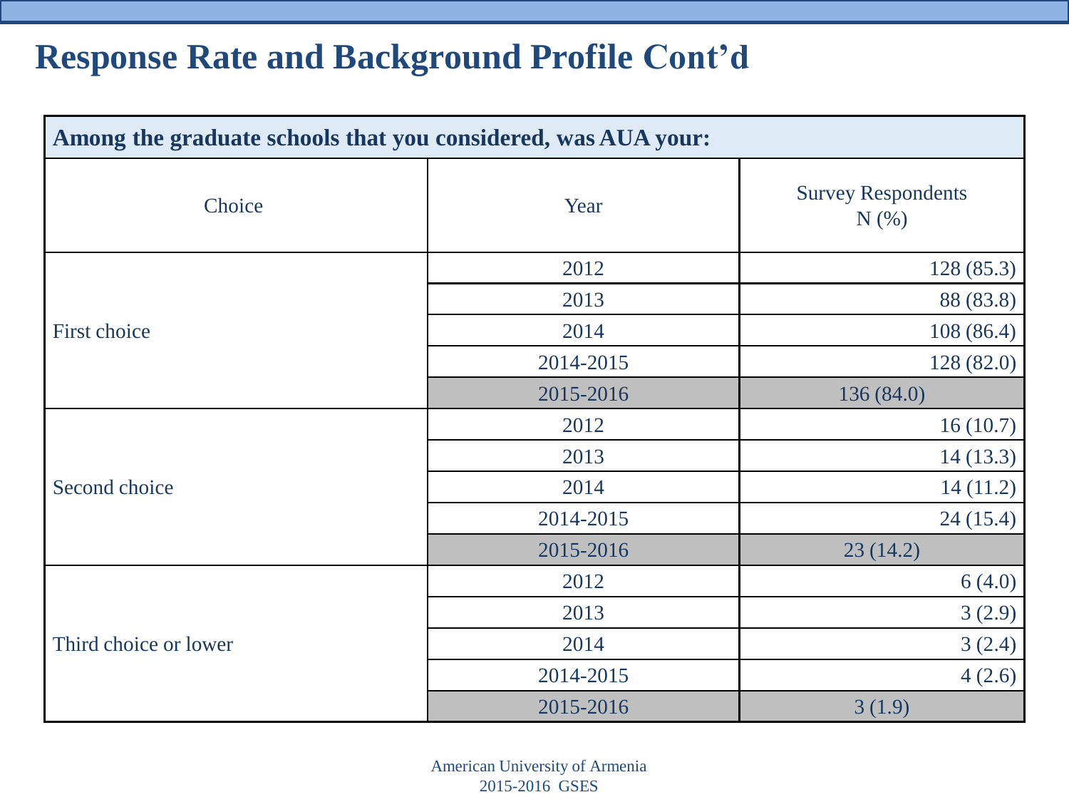# Response Rate and Background Profile Cont'd

| Among the graduate schools that you considered, was AUA your: | | |
|---|---|---|
| Choice | Year | Survey Respondents N (%) |
| First choice | 2012 | 128 (85.3) |
| | 2013 | 88 (83.8) |
| | 2014 | 108 (86.4) |
| | 2014-2015 | 128 (82.0) |
| | 2015-2016 | 136 (84.0) |
| Second choice | 2012 | 16 (10.7) |
| | 2013 | 14 (13.3) |
| | 2014 | 14 (11.2) |
| | 2014-2015 | 24 (15.4) |
| | 2015-2016 | 23 (14.2) |
| Third choice or lower | 2012 | 6 (4.0) |
| | 2013 | 3 (2.9) |
| | 2014 | 3 (2.4) |
| | 2014-2015 | 4 (2.6) |
| | 2015-2016 | 3 (1.9) |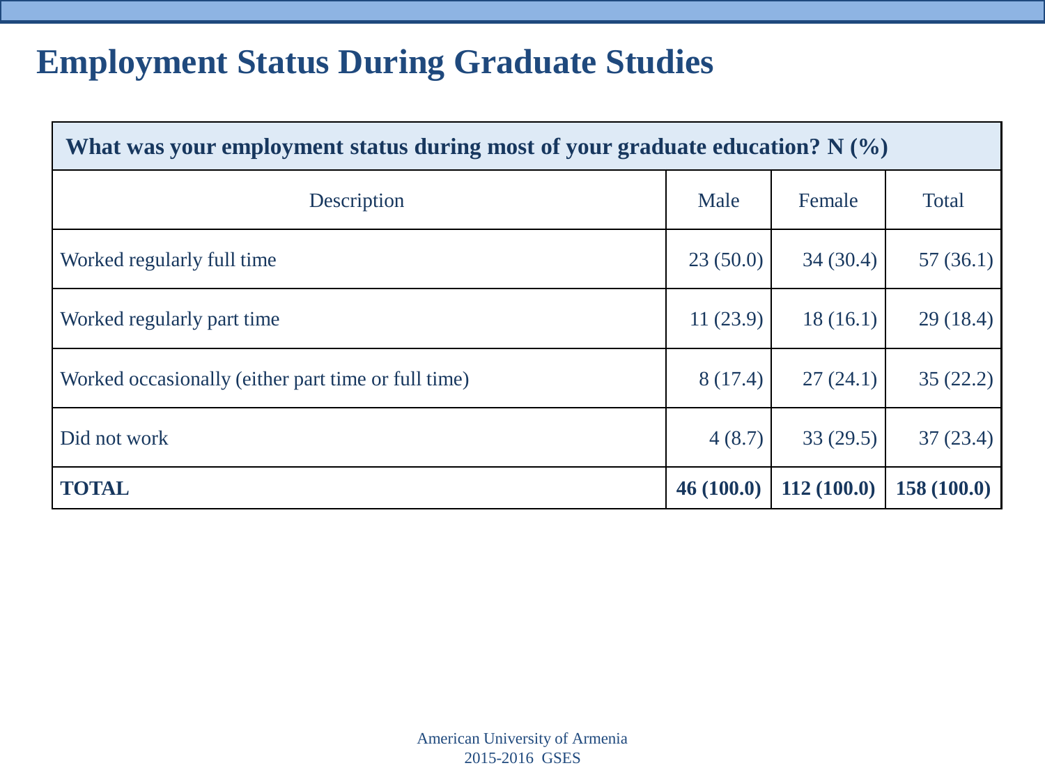# Employment Status During Graduate Studies

| What was your employment status during most of your graduate education? N (%) | | | |
|---|---|---|---|
| Description | Male | Female | Total |
| Worked regularly full time | 23 (50.0) | 34 (30.4) | 57 (36.1) |
| Worked regularly part time | 11 (23.9) | 18 (16.1) | 29 (18.4) |
| Worked occasionally (either part time or full time) | 8 (17.4) | 27 (24.1) | 35 (22.2) |
| Did not work | 4 (8.7) | 33 (29.5) | 37 (23.4) |
| **TOTAL** | **46 (100.0)** | **112 (100.0)** | **158 (100.0)** |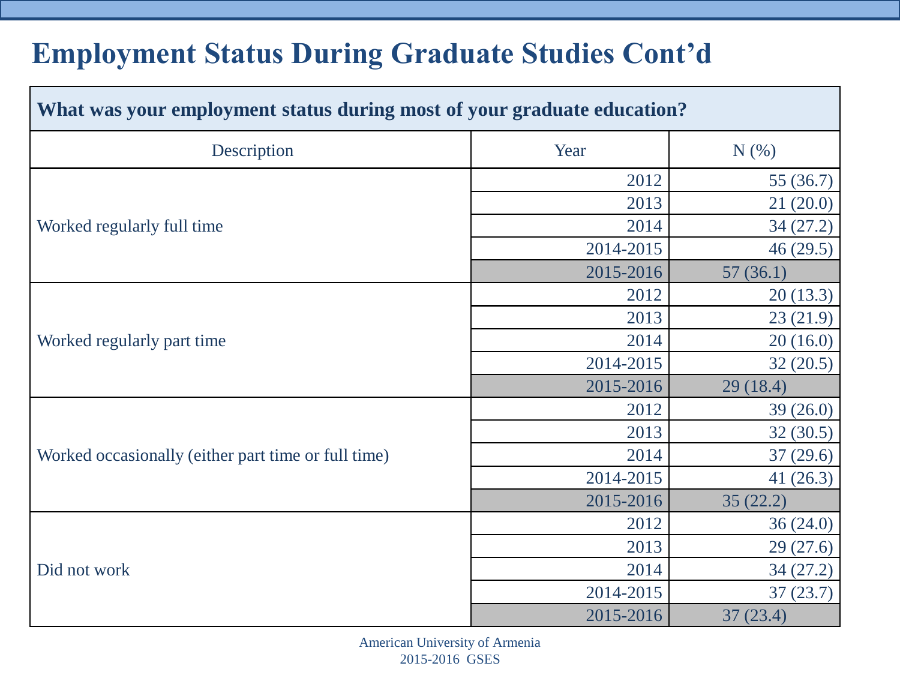# Employment Status During Graduate Studies Cont'd

**What was your employment status during most of your graduate education?**

| Description | Year | N (%) |
|---|---|---|
| Worked regularly full time | 2012 | 55 (36.7) |
| | 2013 | 21 (20.0) |
| | 2014 | 34 (27.2) |
| | 2014-2015 | 46 (29.5) |
| | 2015-2016 | 57 (36.1) |
| Worked regularly part time | 2012 | 20 (13.3) |
| | 2013 | 23 (21.9) |
| | 2014 | 20 (16.0) |
| | 2014-2015 | 32 (20.5) |
| | 2015-2016 | 29 (18.4) |
| Worked occasionally (either part time or full time) | 2012 | 39 (26.0) |
| | 2013 | 32 (30.5) |
| | 2014 | 37 (29.6) |
| | 2014-2015 | 41 (26.3) |
| | 2015-2016 | 35 (22.2) |
| Did not work | 2012 | 36 (24.0) |
| | 2013 | 29 (27.6) |
| | 2014 | 34 (27.2) |
| | 2014-2015 | 37 (23.7) |
| | 2015-2016 | 37 (23.4) |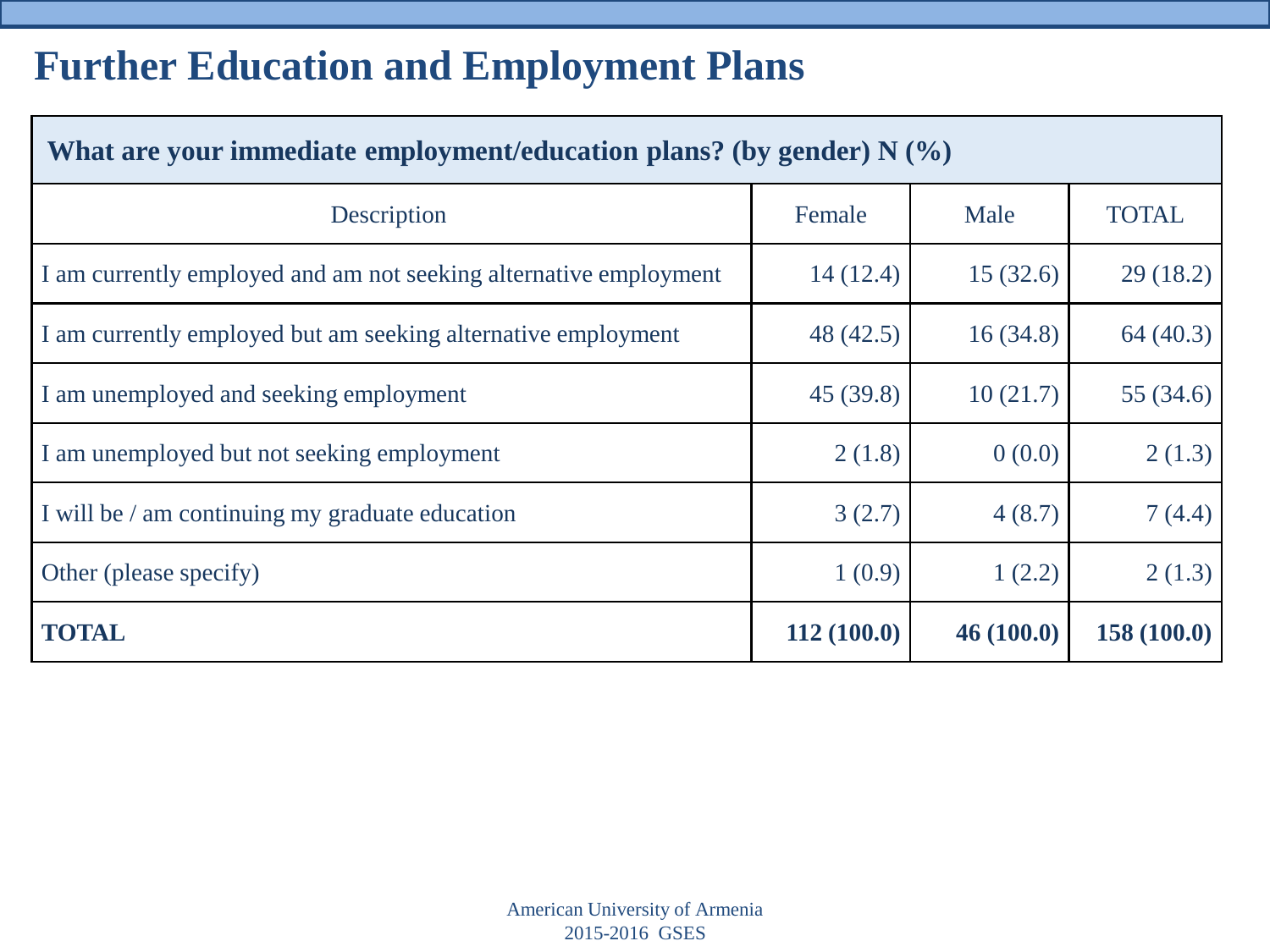# Further Education and Employment Plans

| What are your immediate employment/education plans? (by gender) N (%) | | | |
|---|---|---|---|
| Description | Female | Male | TOTAL |
| I am currently employed and am not seeking alternative employment | 14 (12.4) | 15 (32.6) | 29 (18.2) |
| I am currently employed but am seeking alternative employment | 48 (42.5) | 16 (34.8) | 64 (40.3) |
| I am unemployed and seeking employment | 45 (39.8) | 10 (21.7) | 55 (34.6) |
| I am unemployed but not seeking employment | 2 (1.8) | 0 (0.0) | 2 (1.3) |
| I will be / am continuing my graduate education | 3 (2.7) | 4 (8.7) | 7 (4.4) |
| Other (please specify) | 1 (0.9) | 1 (2.2) | 2 (1.3) |
| **TOTAL** | **112 (100.0)** | **46 (100.0)** | **158 (100.0)** |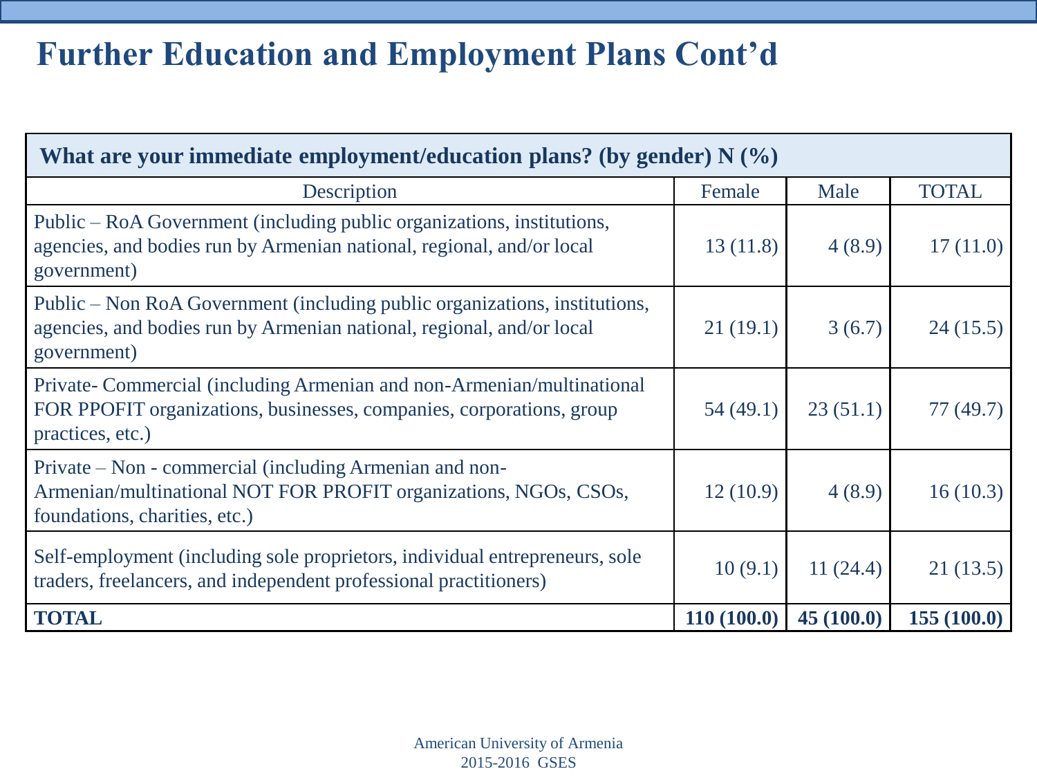# Further Education and Employment Plans Cont'd

| **What are your immediate employment/education plans? (by gender) N (%)** | | | |
|---|---|---|---|
| Description | Female | Male | TOTAL |
| Public – RoA Government (including public organizations, institutions, agencies, and bodies run by Armenian national, regional, and/or local government) | 13 (11.8) | 4 (8.9) | 17 (11.0) |
| Public – Non RoA Government (including public organizations, institutions, agencies, and bodies run by Armenian national, regional, and/or local government) | 21 (19.1) | 3 (6.7) | 24 (15.5) |
| Private- Commercial (including Armenian and non-Armenian/multinational FOR PPOFIT organizations, businesses, companies, corporations, group practices, etc.) | 54 (49.1) | 23 (51.1) | 77 (49.7) |
| Private – Non - commercial (including Armenian and non-Armenian/multinational NOT FOR PROFIT organizations, NGOs, CSOs, foundations, charities, etc.) | 12 (10.9) | 4 (8.9) | 16 (10.3) |
| Self-employment (including sole proprietors, individual entrepreneurs, sole traders, freelancers, and independent professional practitioners) | 10 (9.1) | 11 (24.4) | 21 (13.5) |
| **TOTAL** | **110 (100.0)** | **45 (100.0)** | **155 (100.0)** |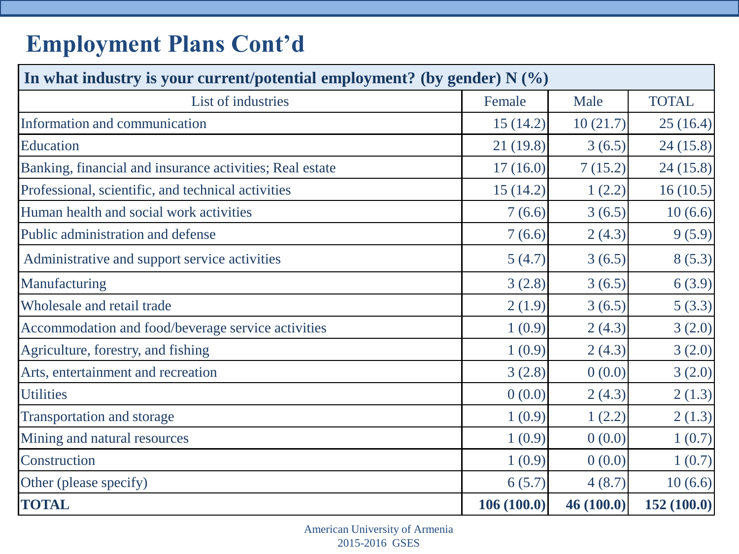# Employment Plans Cont'd

| In what industry is your current/potential employment? (by gender) N (%) | | | |
|---|---|---|---|
| List of industries | Female | Male | TOTAL |
| Information and communication | 15 (14.2) | 10 (21.7) | 25 (16.4) |
| Education | 21 (19.8) | 3 (6.5) | 24 (15.8) |
| Banking, financial and insurance activities; Real estate | 17 (16.0) | 7 (15.2) | 24 (15.8) |
| Professional, scientific, and technical activities | 15 (14.2) | 1 (2.2) | 16 (10.5) |
| Human health and social work activities | 7 (6.6) | 3 (6.5) | 10 (6.6) |
| Public administration and defense | 7 (6.6) | 2 (4.3) | 9 (5.9) |
| Administrative and support service activities | 5 (4.7) | 3 (6.5) | 8 (5.3) |
| Manufacturing | 3 (2.8) | 3 (6.5) | 6 (3.9) |
| Wholesale and retail trade | 2 (1.9) | 3 (6.5) | 5 (3.3) |
| Accommodation and food/beverage service activities | 1 (0.9) | 2 (4.3) | 3 (2.0) |
| Agriculture, forestry, and fishing | 1 (0.9) | 2 (4.3) | 3 (2.0) |
| Arts, entertainment and recreation | 3 (2.8) | 0 (0.0) | 3 (2.0) |
| Utilities | 0 (0.0) | 2 (4.3) | 2 (1.3) |
| Transportation and storage | 1 (0.9) | 1 (2.2) | 2 (1.3) |
| Mining and natural resources | 1 (0.9) | 0 (0.0) | 1 (0.7) |
| Construction | 1 (0.9) | 0 (0.0) | 1 (0.7) |
| Other (please specify) | 6 (5.7) | 4 (8.7) | 10 (6.6) |
| **TOTAL** | **106 (100.0)** | **46 (100.0)** | **152 (100.0)** |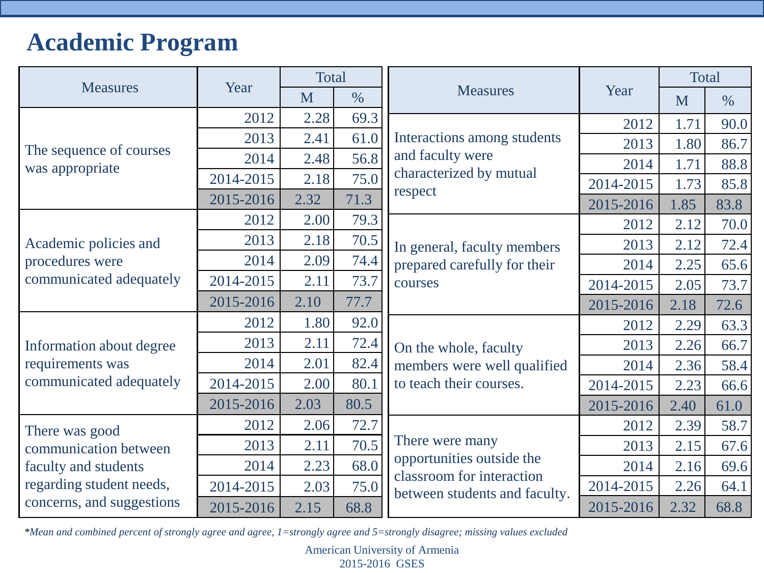# Academic Program

| Measures | Year | Total | |
|---|---|---|---|
| | | M | % |
| The sequence of courses was appropriate | 2012 | 2.28 | 69.3 |
| | 2013 | 2.41 | 61.0 |
| | 2014 | 2.48 | 56.8 |
| | 2014-2015 | 2.18 | 75.0 |
| | 2015-2016 | 2.32 | 71.3 |
| Academic policies and procedures were communicated adequately | 2012 | 2.00 | 79.3 |
| | 2013 | 2.18 | 70.5 |
| | 2014 | 2.09 | 74.4 |
| | 2014-2015 | 2.11 | 73.7 |
| | 2015-2016 | 2.10 | 77.7 |
| Information about degree requirements was communicated adequately | 2012 | 1.80 | 92.0 |
| | 2013 | 2.11 | 72.4 |
| | 2014 | 2.01 | 82.4 |
| | 2014-2015 | 2.00 | 80.1 |
| | 2015-2016 | 2.03 | 80.5 |
| There was good communication between faculty and students regarding student needs, concerns, and suggestions | 2012 | 2.06 | 72.7 |
| | 2013 | 2.11 | 70.5 |
| | 2014 | 2.23 | 68.0 |
| | 2014-2015 | 2.03 | 75.0 |
| | 2015-2016 | 2.15 | 68.8 |

| Measures | Year | Total | |
|---|---|---|---|
| | | M | % |
| Interactions among students and faculty were characterized by mutual respect | 2012 | 1.71 | 90.0 |
| | 2013 | 1.80 | 86.7 |
| | 2014 | 1.71 | 88.8 |
| | 2014-2015 | 1.73 | 85.8 |
| | 2015-2016 | 1.85 | 83.8 |
| In general, faculty members prepared carefully for their courses | 2012 | 2.12 | 70.0 |
| | 2013 | 2.12 | 72.4 |
| | 2014 | 2.25 | 65.6 |
| | 2014-2015 | 2.05 | 73.7 |
| | 2015-2016 | 2.18 | 72.6 |
| On the whole, faculty members were well qualified to teach their courses. | 2012 | 2.29 | 63.3 |
| | 2013 | 2.26 | 66.7 |
| | 2014 | 2.36 | 58.4 |
| | 2014-2015 | 2.23 | 66.6 |
| | 2015-2016 | 2.40 | 61.0 |
| There were many opportunities outside the classroom for interaction between students and faculty. | 2012 | 2.39 | 58.7 |
| | 2013 | 2.15 | 67.6 |
| | 2014 | 2.16 | 69.6 |
| | 2014-2015 | 2.26 | 64.1 |
| | 2015-2016 | 2.32 | 68.8 |

*\*Mean and combined percent of strongly agree and agree, 1=strongly agree and 5=strongly disagree; missing values excluded*

American University of Armenia
2015-2016 GSES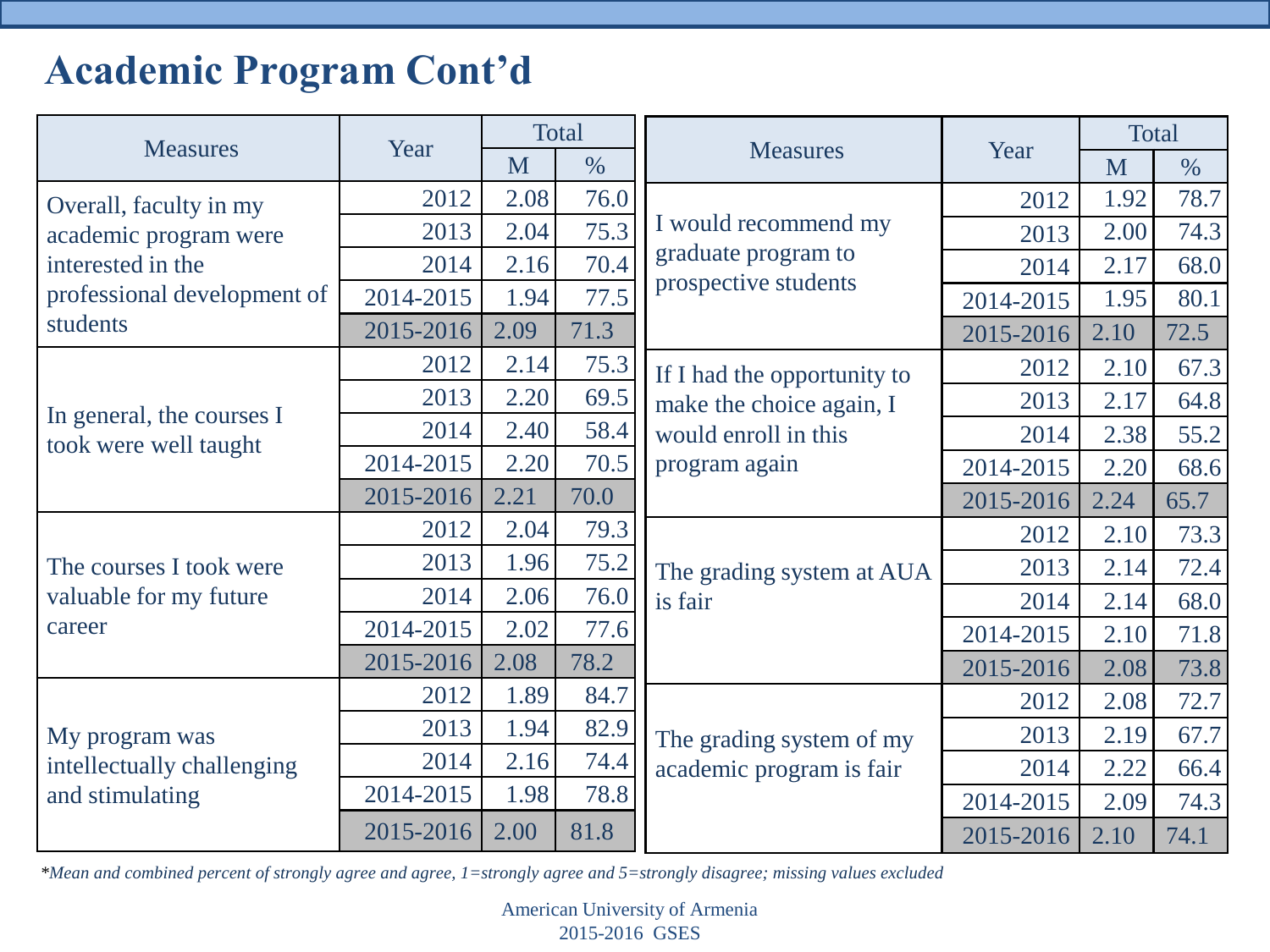# Academic Program Cont'd

| Measures | Year | Total | |
|---|---|---|---|
| | | M | % |
| Overall, faculty in my academic program were interested in the professional development of students | 2012 | 2.08 | 76.0 |
| | 2013 | 2.04 | 75.3 |
| | 2014 | 2.16 | 70.4 |
| | 2014-2015 | 1.94 | 77.5 |
| | 2015-2016 | 2.09 | 71.3 |
| In general, the courses I took were well taught | 2012 | 2.14 | 75.3 |
| | 2013 | 2.20 | 69.5 |
| | 2014 | 2.40 | 58.4 |
| | 2014-2015 | 2.20 | 70.5 |
| | 2015-2016 | 2.21 | 70.0 |
| The courses I took were valuable for my future career | 2012 | 2.04 | 79.3 |
| | 2013 | 1.96 | 75.2 |
| | 2014 | 2.06 | 76.0 |
| | 2014-2015 | 2.02 | 77.6 |
| | 2015-2016 | 2.08 | 78.2 |
| My program was intellectually challenging and stimulating | 2012 | 1.89 | 84.7 |
| | 2013 | 1.94 | 82.9 |
| | 2014 | 2.16 | 74.4 |
| | 2014-2015 | 1.98 | 78.8 |
| | 2015-2016 | 2.00 | 81.8 |

| Measures | Year | Total | |
|---|---|---|---|
| | | M | % |
| I would recommend my graduate program to prospective students | 2012 | 1.92 | 78.7 |
| | 2013 | 2.00 | 74.3 |
| | 2014 | 2.17 | 68.0 |
| | 2014-2015 | 1.95 | 80.1 |
| | 2015-2016 | 2.10 | 72.5 |
| If I had the opportunity to make the choice again, I would enroll in this program again | 2012 | 2.10 | 67.3 |
| | 2013 | 2.17 | 64.8 |
| | 2014 | 2.38 | 55.2 |
| | 2014-2015 | 2.20 | 68.6 |
| | 2015-2016 | 2.24 | 65.7 |
| The grading system at AUA is fair | 2012 | 2.10 | 73.3 |
| | 2013 | 2.14 | 72.4 |
| | 2014 | 2.14 | 68.0 |
| | 2014-2015 | 2.10 | 71.8 |
| | 2015-2016 | 2.08 | 73.8 |
| The grading system of my academic program is fair | 2012 | 2.08 | 72.7 |
| | 2013 | 2.19 | 67.7 |
| | 2014 | 2.22 | 66.4 |
| | 2014-2015 | 2.09 | 74.3 |
| | 2015-2016 | 2.10 | 74.1 |

*\*Mean and combined percent of strongly agree and agree, 1=strongly agree and 5=strongly disagree; missing values excluded*

American University of Armenia
2015-2016 GSES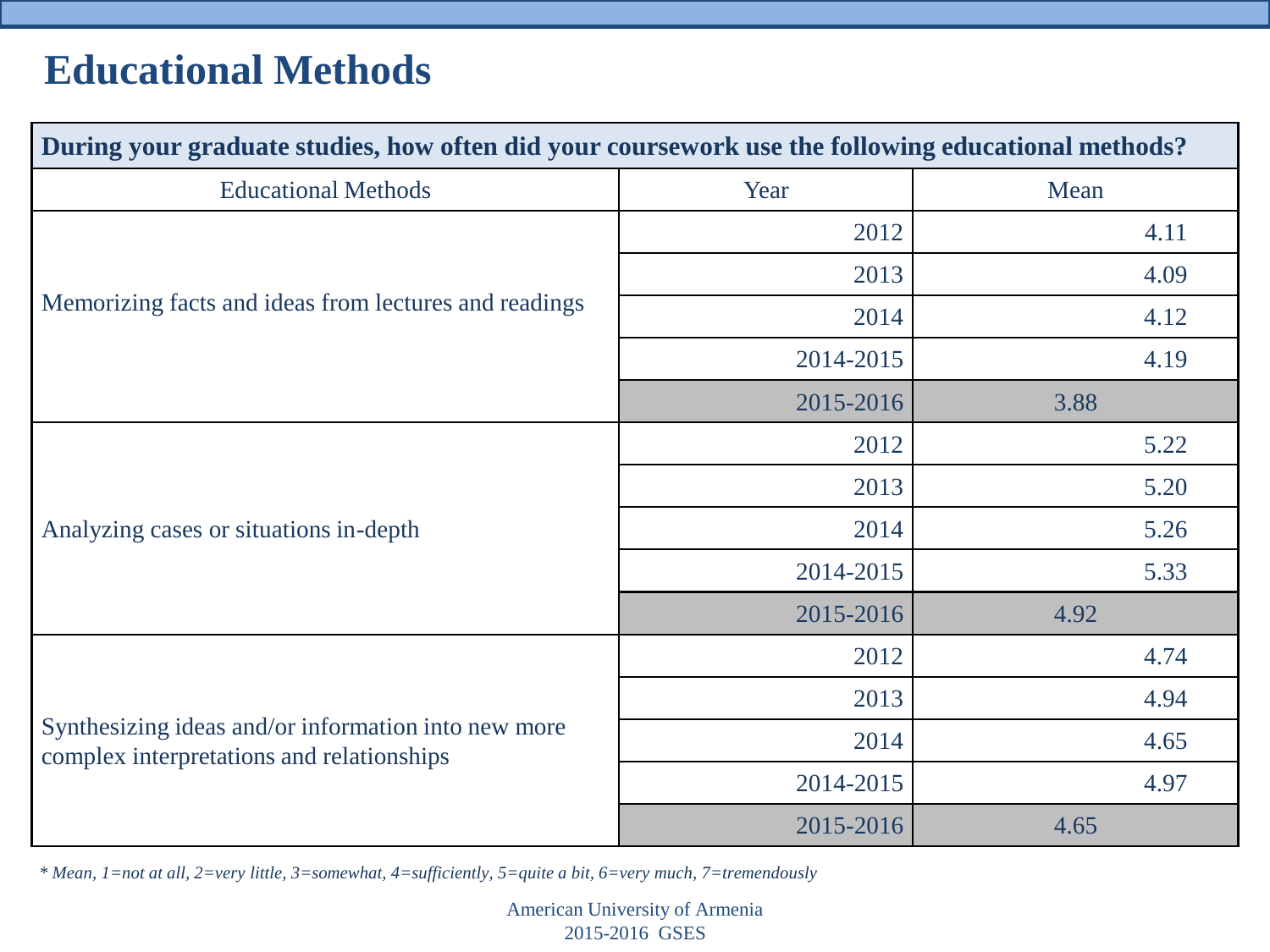# Educational Methods

| During your graduate studies, how often did your coursework use the following educational methods? | | |
|---|---|---|
| Educational Methods | Year | Mean |
| Memorizing facts and ideas from lectures and readings | 2012 | 4.11 |
| | 2013 | 4.09 |
| | 2014 | 4.12 |
| | 2014-2015 | 4.19 |
| | 2015-2016 | 3.88 |
| Analyzing cases or situations in-depth | 2012 | 5.22 |
| | 2013 | 5.20 |
| | 2014 | 5.26 |
| | 2014-2015 | 5.33 |
| | 2015-2016 | 4.92 |
| Synthesizing ideas and/or information into new more complex interpretations and relationships | 2012 | 4.74 |
| | 2013 | 4.94 |
| | 2014 | 4.65 |
| | 2014-2015 | 4.97 |
| | 2015-2016 | 4.65 |

*\* Mean, 1=not at all, 2=very little, 3=somewhat, 4=sufficiently, 5=quite a bit, 6=very much, 7=tremendously*

American University of Armenia
2015-2016 GSES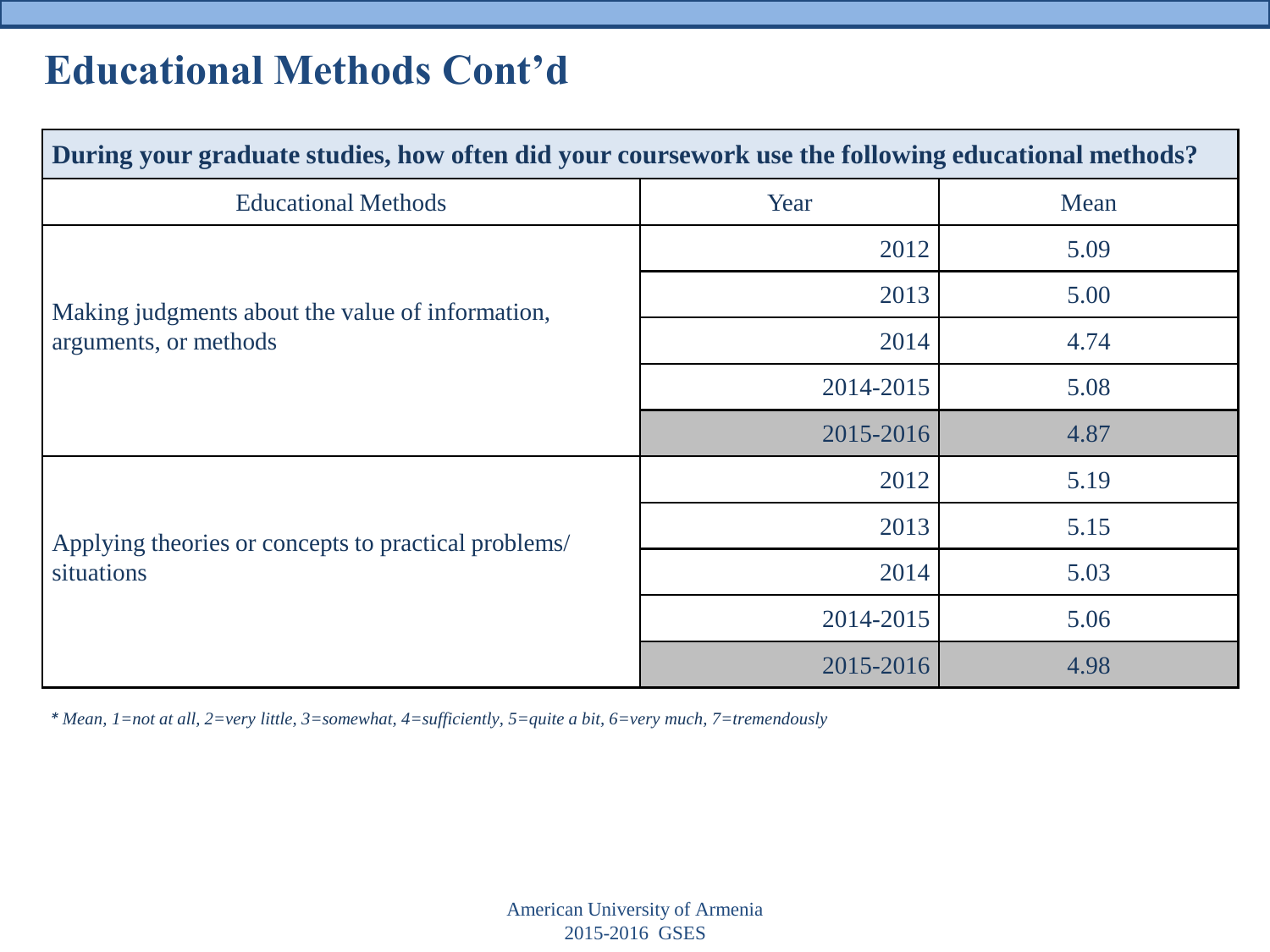# Educational Methods Cont'd

| During your graduate studies, how often did your coursework use the following educational methods? | | |
|---|---|---|
| Educational Methods | Year | Mean |
| Making judgments about the value of information, arguments, or methods | 2012 | 5.09 |
| | 2013 | 5.00 |
| | 2014 | 4.74 |
| | 2014-2015 | 5.08 |
| | 2015-2016 | 4.87 |
| Applying theories or concepts to practical problems/ situations | 2012 | 5.19 |
| | 2013 | 5.15 |
| | 2014 | 5.03 |
| | 2014-2015 | 5.06 |
| | 2015-2016 | 4.98 |

*\* Mean, 1=not at all, 2=very little, 3=somewhat, 4=sufficiently, 5=quite a bit, 6=very much, 7=tremendously*

American University of Armenia
2015-2016 GSES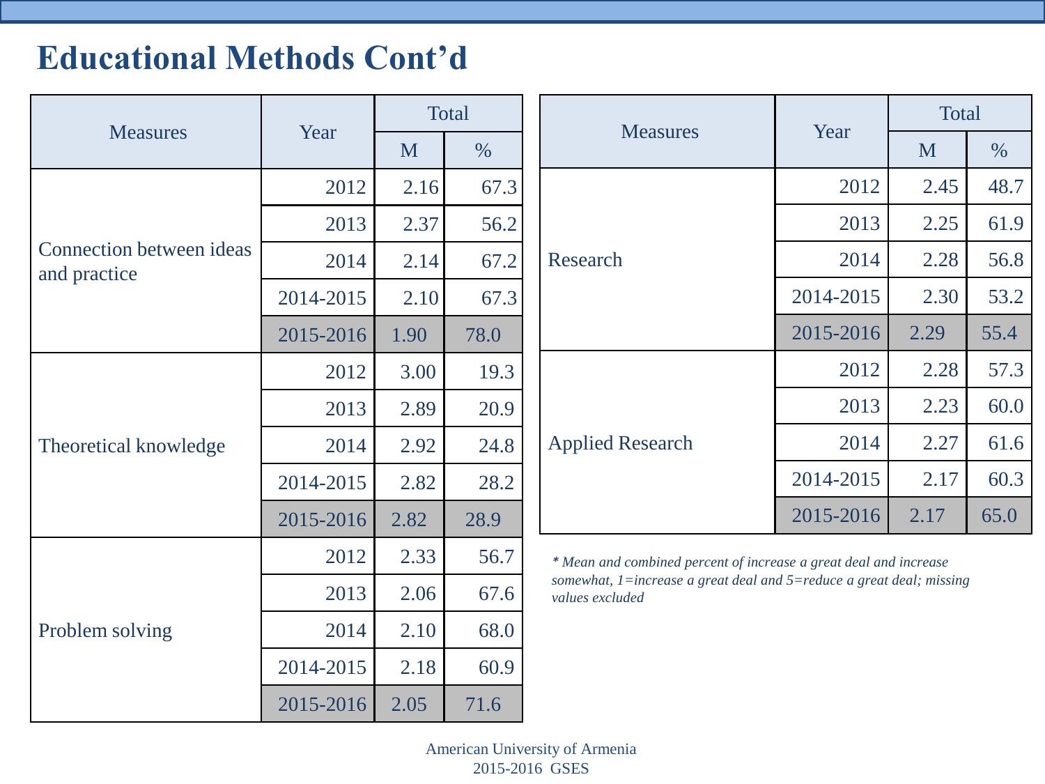# Educational Methods Cont'd

| Measures | Year | Total | |
|---|---|---|---|
| | | M | % |
| Connection between ideas and practice | 2012 | 2.16 | 67.3 |
| | 2013 | 2.37 | 56.2 |
| | 2014 | 2.14 | 67.2 |
| | 2014-2015 | 2.10 | 67.3 |
| | 2015-2016 | 1.90 | 78.0 |
| Theoretical knowledge | 2012 | 3.00 | 19.3 |
| | 2013 | 2.89 | 20.9 |
| | 2014 | 2.92 | 24.8 |
| | 2014-2015 | 2.82 | 28.2 |
| | 2015-2016 | 2.82 | 28.9 |
| Problem solving | 2012 | 2.33 | 56.7 |
| | 2013 | 2.06 | 67.6 |
| | 2014 | 2.10 | 68.0 |
| | 2014-2015 | 2.18 | 60.9 |
| | 2015-2016 | 2.05 | 71.6 |

| Measures | Year | Total | |
|---|---|---|---|
| | | M | % |
| Research | 2012 | 2.45 | 48.7 |
| | 2013 | 2.25 | 61.9 |
| | 2014 | 2.28 | 56.8 |
| | 2014-2015 | 2.30 | 53.2 |
| | 2015-2016 | 2.29 | 55.4 |
| Applied Research | 2012 | 2.28 | 57.3 |
| | 2013 | 2.23 | 60.0 |
| | 2014 | 2.27 | 61.6 |
| | 2014-2015 | 2.17 | 60.3 |
| | 2015-2016 | 2.17 | 65.0 |

*\* Mean and combined percent of increase a great deal and increase somewhat, 1=increase a great deal and 5=reduce a great deal; missing values excluded*

American University of Armenia
2015-2016 GSES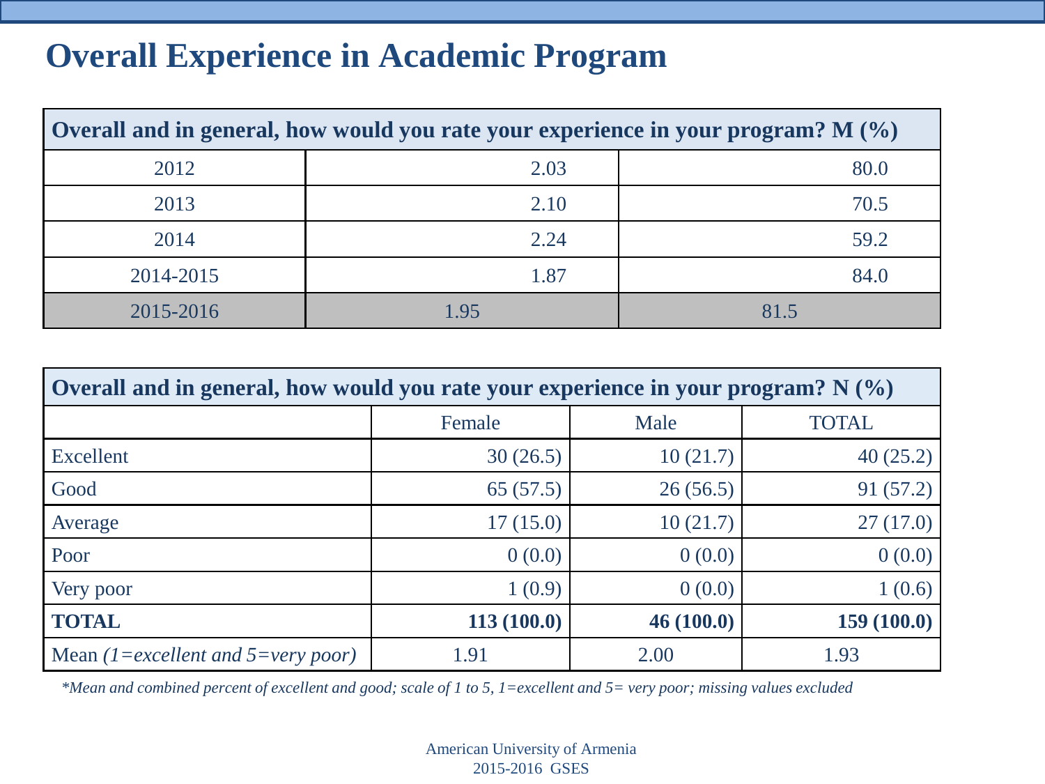# Overall Experience in Academic Program

| Overall and in general, how would you rate your experience in your program? M (%) | | |
|---|---|---|
| 2012 | 2.03 | 80.0 |
| 2013 | 2.10 | 70.5 |
| 2014 | 2.24 | 59.2 |
| 2014-2015 | 1.87 | 84.0 |
| 2015-2016 | 1.95 | 81.5 |

| Overall and in general, how would you rate your experience in your program? N (%) | | | |
|---|---|---|---|
| | Female | Male | TOTAL |
| Excellent | 30 (26.5) | 10 (21.7) | 40 (25.2) |
| Good | 65 (57.5) | 26 (56.5) | 91 (57.2) |
| Average | 17 (15.0) | 10 (21.7) | 27 (17.0) |
| Poor | 0 (0.0) | 0 (0.0) | 0 (0.0) |
| Very poor | 1 (0.9) | 0 (0.0) | 1 (0.6) |
| **TOTAL** | **113 (100.0)** | **46 (100.0)** | **159 (100.0)** |
| Mean *(1=excellent and 5=very poor)* | 1.91 | 2.00 | 1.93 |

*\*Mean and combined percent of excellent and good; scale of 1 to 5, 1=excellent and 5= very poor; missing values excluded*

American University of Armenia
2015-2016 GSES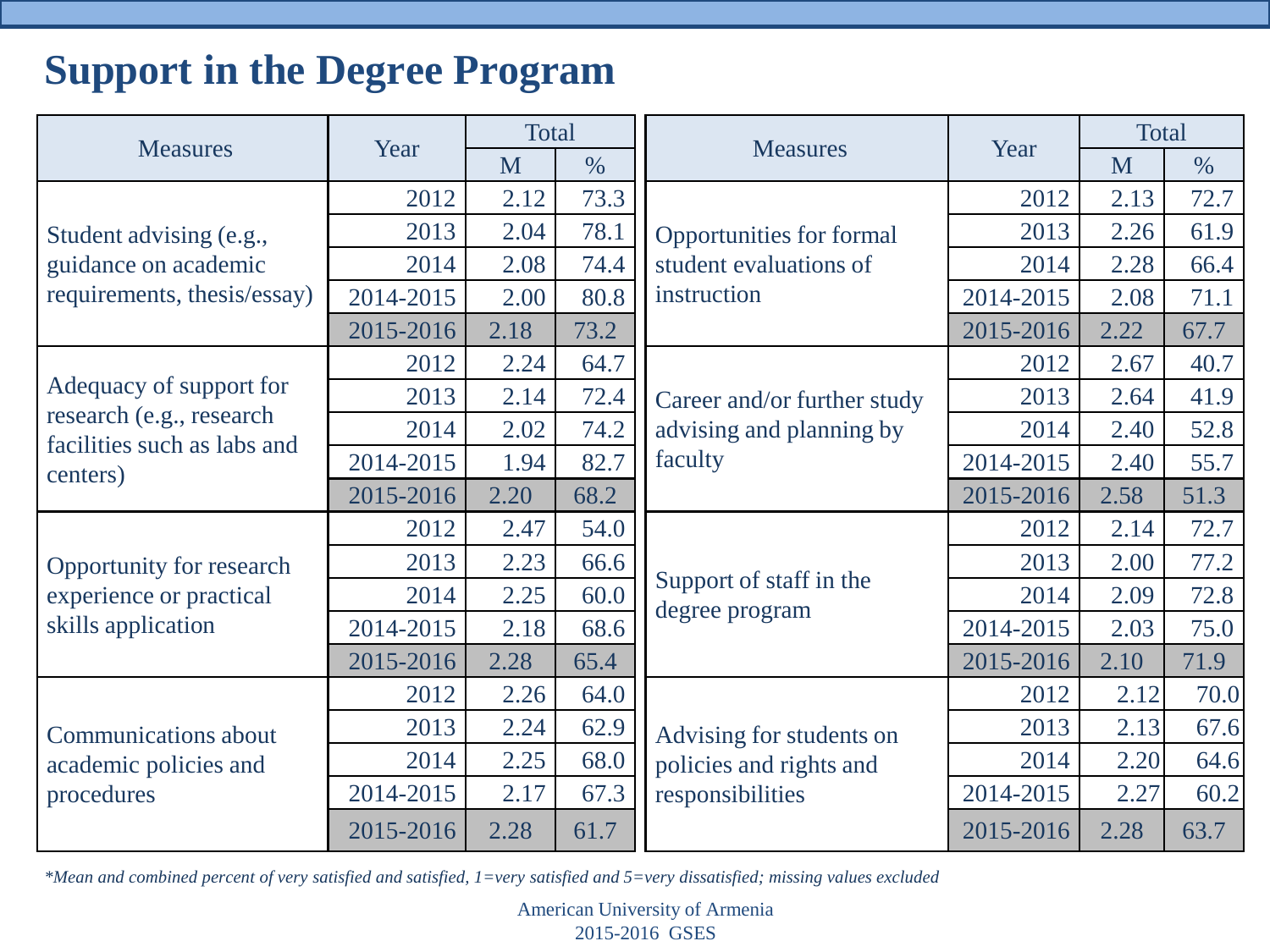# Support in the Degree Program

| Measures | Year | Total | |
|---|---|---|---|
| | | M | % |
| Student advising (e.g., guidance on academic requirements, thesis/essay) | 2012 | 2.12 | 73.3 |
| | 2013 | 2.04 | 78.1 |
| | 2014 | 2.08 | 74.4 |
| | 2014-2015 | 2.00 | 80.8 |
| | 2015-2016 | 2.18 | 73.2 |
| Adequacy of support for research (e.g., research facilities such as labs and centers) | 2012 | 2.24 | 64.7 |
| | 2013 | 2.14 | 72.4 |
| | 2014 | 2.02 | 74.2 |
| | 2014-2015 | 1.94 | 82.7 |
| | 2015-2016 | 2.20 | 68.2 |
| Opportunity for research experience or practical skills application | 2012 | 2.47 | 54.0 |
| | 2013 | 2.23 | 66.6 |
| | 2014 | 2.25 | 60.0 |
| | 2014-2015 | 2.18 | 68.6 |
| | 2015-2016 | 2.28 | 65.4 |
| Communications about academic policies and procedures | 2012 | 2.26 | 64.0 |
| | 2013 | 2.24 | 62.9 |
| | 2014 | 2.25 | 68.0 |
| | 2014-2015 | 2.17 | 67.3 |
| | 2015-2016 | 2.28 | 61.7 |

| Measures | Year | Total | |
|---|---|---|---|
| | | M | % |
| Opportunities for formal student evaluations of instruction | 2012 | 2.13 | 72.7 |
| | 2013 | 2.26 | 61.9 |
| | 2014 | 2.28 | 66.4 |
| | 2014-2015 | 2.08 | 71.1 |
| | 2015-2016 | 2.22 | 67.7 |
| Career and/or further study advising and planning by faculty | 2012 | 2.67 | 40.7 |
| | 2013 | 2.64 | 41.9 |
| | 2014 | 2.40 | 52.8 |
| | 2014-2015 | 2.40 | 55.7 |
| | 2015-2016 | 2.58 | 51.3 |
| Support of staff in the degree program | 2012 | 2.14 | 72.7 |
| | 2013 | 2.00 | 77.2 |
| | 2014 | 2.09 | 72.8 |
| | 2014-2015 | 2.03 | 75.0 |
| | 2015-2016 | 2.10 | 71.9 |
| Advising for students on policies and rights and responsibilities | 2012 | 2.12 | 70.0 |
| | 2013 | 2.13 | 67.6 |
| | 2014 | 2.20 | 64.6 |
| | 2014-2015 | 2.27 | 60.2 |
| | 2015-2016 | 2.28 | 63.7 |

*\*Mean and combined percent of very satisfied and satisfied, 1=very satisfied and 5=very dissatisfied; missing values excluded*

American University of Armenia
2015-2016 GSES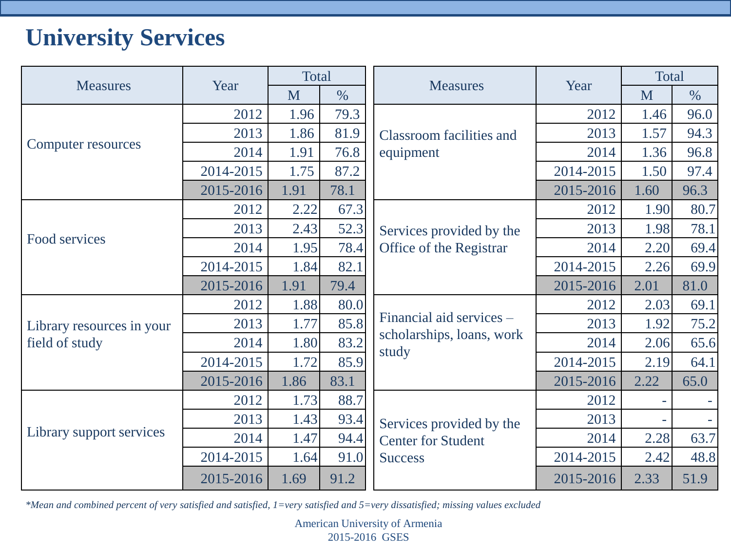# University Services

| Measures | Year | Total | |
|---|---|---|---|
| | | M | % |
| Computer resources | 2012 | 1.96 | 79.3 |
| | 2013 | 1.86 | 81.9 |
| | 2014 | 1.91 | 76.8 |
| | 2014-2015 | 1.75 | 87.2 |
| | 2015-2016 | 1.91 | 78.1 |
| Food services | 2012 | 2.22 | 67.3 |
| | 2013 | 2.43 | 52.3 |
| | 2014 | 1.95 | 78.4 |
| | 2014-2015 | 1.84 | 82.1 |
| | 2015-2016 | 1.91 | 79.4 |
| Library resources in your field of study | 2012 | 1.88 | 80.0 |
| | 2013 | 1.77 | 85.8 |
| | 2014 | 1.80 | 83.2 |
| | 2014-2015 | 1.72 | 85.9 |
| | 2015-2016 | 1.86 | 83.1 |
| Library support services | 2012 | 1.73 | 88.7 |
| | 2013 | 1.43 | 93.4 |
| | 2014 | 1.47 | 94.4 |
| | 2014-2015 | 1.64 | 91.0 |
| | 2015-2016 | 1.69 | 91.2 |

| Measures | Year | Total | |
|---|---|---|---|
| | | M | % |
| Classroom facilities and equipment | 2012 | 1.46 | 96.0 |
| | 2013 | 1.57 | 94.3 |
| | 2014 | 1.36 | 96.8 |
| | 2014-2015 | 1.50 | 97.4 |
| | 2015-2016 | 1.60 | 96.3 |
| Services provided by the Office of the Registrar | 2012 | 1.90 | 80.7 |
| | 2013 | 1.98 | 78.1 |
| | 2014 | 2.20 | 69.4 |
| | 2014-2015 | 2.26 | 69.9 |
| | 2015-2016 | 2.01 | 81.0 |
| Financial aid services – scholarships, loans, work study | 2012 | 2.03 | 69.1 |
| | 2013 | 1.92 | 75.2 |
| | 2014 | 2.06 | 65.6 |
| | 2014-2015 | 2.19 | 64.1 |
| | 2015-2016 | 2.22 | 65.0 |
| Services provided by the Center for Student Success | 2012 | - | - |
| | 2013 | - | - |
| | 2014 | 2.28 | 63.7 |
| | 2014-2015 | 2.42 | 48.8 |
| | 2015-2016 | 2.33 | 51.9 |

*\*Mean and combined percent of very satisfied and satisfied, 1=very satisfied and 5=very dissatisfied; missing values excluded*

American University of Armenia
2015-2016 GSES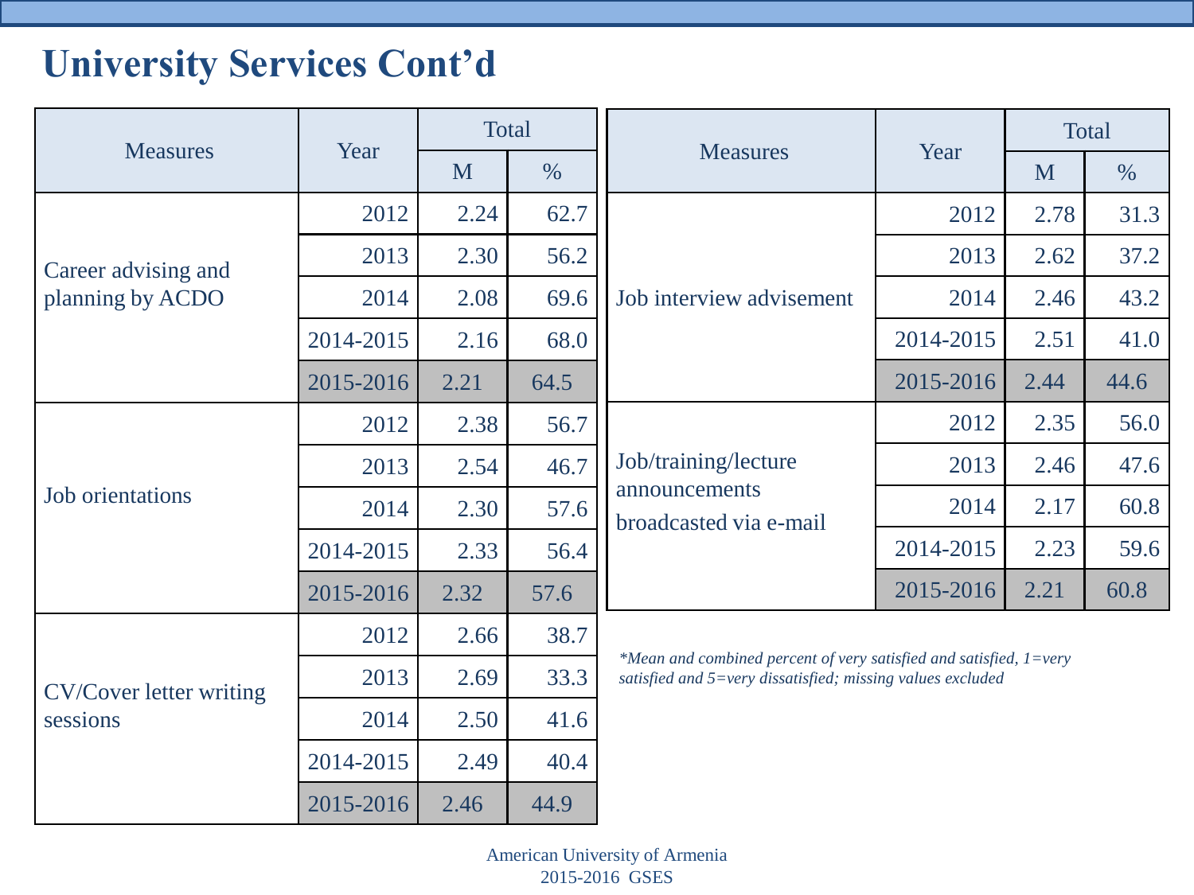# University Services Cont'd

| Measures | Year | Total | |
|---|---|---|---|
| | | M | % |
| Career advising and planning by ACDO | 2012 | 2.24 | 62.7 |
| | 2013 | 2.30 | 56.2 |
| | 2014 | 2.08 | 69.6 |
| | 2014-2015 | 2.16 | 68.0 |
| | 2015-2016 | 2.21 | 64.5 |
| Job orientations | 2012 | 2.38 | 56.7 |
| | 2013 | 2.54 | 46.7 |
| | 2014 | 2.30 | 57.6 |
| | 2014-2015 | 2.33 | 56.4 |
| | 2015-2016 | 2.32 | 57.6 |
| CV/Cover letter writing sessions | 2012 | 2.66 | 38.7 |
| | 2013 | 2.69 | 33.3 |
| | 2014 | 2.50 | 41.6 |
| | 2014-2015 | 2.49 | 40.4 |
| | 2015-2016 | 2.46 | 44.9 |

| Measures | Year | Total | |
|---|---|---|---|
| | | M | % |
| Job interview advisement | 2012 | 2.78 | 31.3 |
| | 2013 | 2.62 | 37.2 |
| | 2014 | 2.46 | 43.2 |
| | 2014-2015 | 2.51 | 41.0 |
| | 2015-2016 | 2.44 | 44.6 |
| Job/training/lecture announcements broadcasted via e-mail | 2012 | 2.35 | 56.0 |
| | 2013 | 2.46 | 47.6 |
| | 2014 | 2.17 | 60.8 |
| | 2014-2015 | 2.23 | 59.6 |
| | 2015-2016 | 2.21 | 60.8 |

*\*Mean and combined percent of very satisfied and satisfied, 1=very satisfied and 5=very dissatisfied; missing values excluded*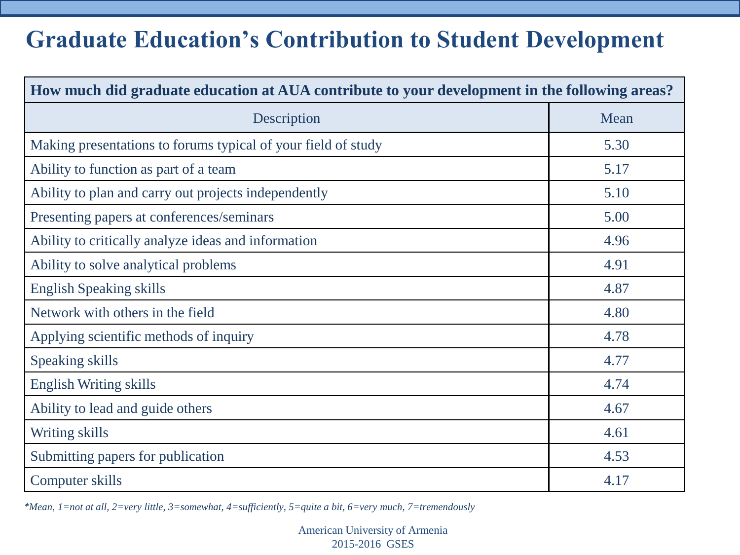# Graduate Education's Contribution to Student Development

| How much did graduate education at AUA contribute to your development in the following areas? | |
|---|---|
| Description | Mean |
| Making presentations to forums typical of your field of study | 5.30 |
| Ability to function as part of a team | 5.17 |
| Ability to plan and carry out projects independently | 5.10 |
| Presenting papers at conferences/seminars | 5.00 |
| Ability to critically analyze ideas and information | 4.96 |
| Ability to solve analytical problems | 4.91 |
| English Speaking skills | 4.87 |
| Network with others in the field | 4.80 |
| Applying scientific methods of inquiry | 4.78 |
| Speaking skills | 4.77 |
| English Writing skills | 4.74 |
| Ability to lead and guide others | 4.67 |
| Writing skills | 4.61 |
| Submitting papers for publication | 4.53 |
| Computer skills | 4.17 |

*\*Mean, 1=not at all, 2=very little, 3=somewhat, 4=sufficiently, 5=quite a bit, 6=very much, 7=tremendously*

American University of Armenia
2015-2016 GSES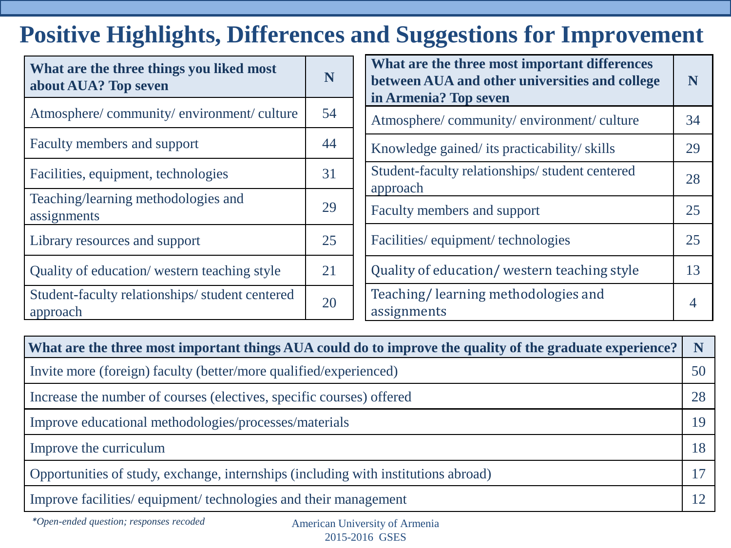# Positive Highlights, Differences and Suggestions for Improvement

| What are the three things you liked most about AUA? Top seven | N |
|---|---|
| Atmosphere/ community/ environment/ culture | 54 |
| Faculty members and support | 44 |
| Facilities, equipment, technologies | 31 |
| Teaching/learning methodologies and assignments | 29 |
| Library resources and support | 25 |
| Quality of education/ western teaching style | 21 |
| Student-faculty relationships/ student centered approach | 20 |

| What are the three most important differences between AUA and other universities and college in Armenia? Top seven | N |
|---|---|
| Atmosphere/ community/ environment/ culture | 34 |
| Knowledge gained/ its practicability/ skills | 29 |
| Student-faculty relationships/ student centered approach | 28 |
| Faculty members and support | 25 |
| Facilities/ equipment/ technologies | 25 |
| Quality of education/ western teaching style | 13 |
| Teaching/ learning methodologies and assignments | 4 |

| What are the three most important things AUA could do to improve the quality of the graduate experience? | N |
|---|---|
| Invite more (foreign) faculty (better/more qualified/experienced) | 50 |
| Increase the number of courses (electives, specific courses) offered | 28 |
| Improve educational methodologies/processes/materials | 19 |
| Improve the curriculum | 18 |
| Opportunities of study, exchange, internships (including with institutions abroad) | 17 |
| Improve facilities/ equipment/ technologies and their management | 12 |

*\*Open-ended question; responses recoded*

American University of Armenia
2015-2016 GSES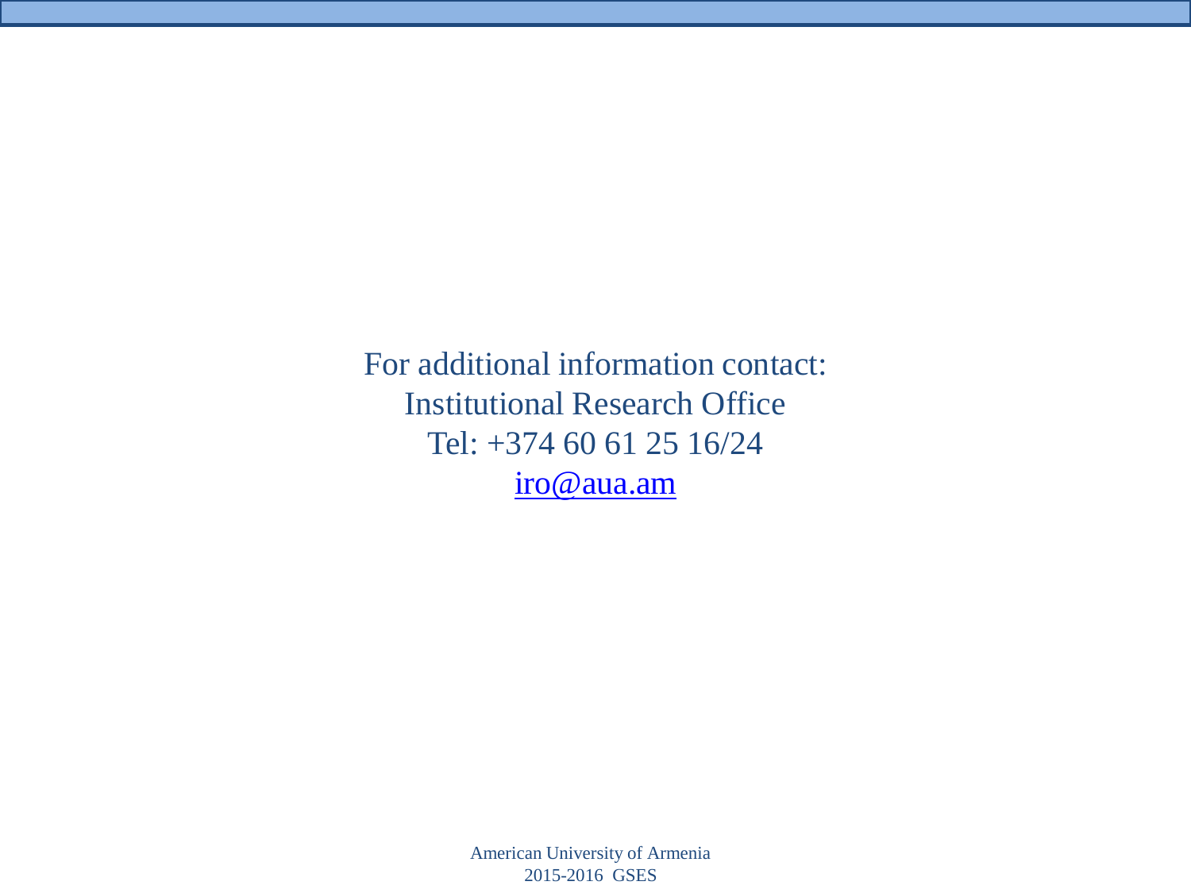For additional information contact:
Institutional Research Office
Tel: +374 60 61 25 16/24
iro@aua.am